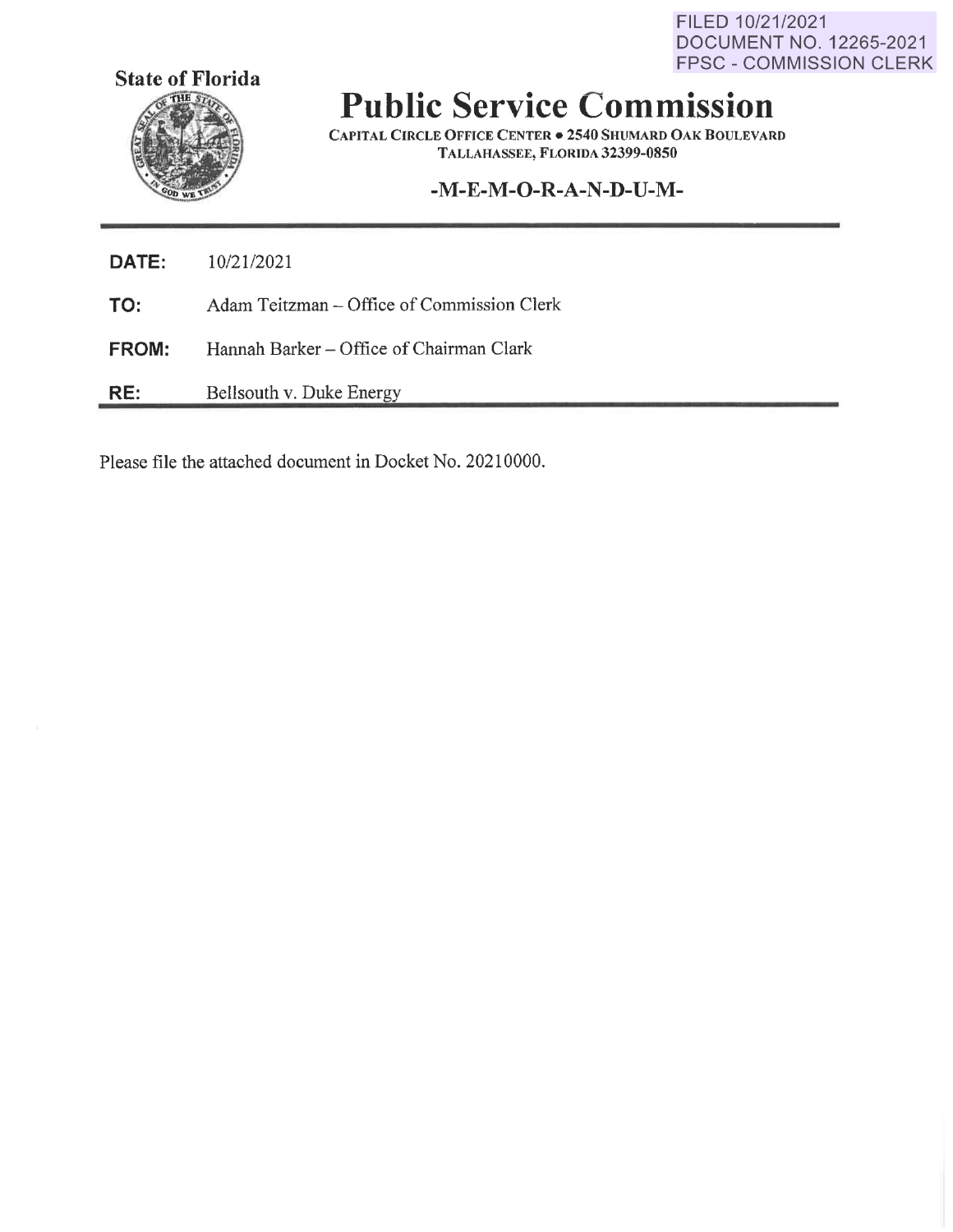FILED 10/21/2021
DOCUMENT NO. 12265-2021
FPSC - COMMISSION CLERK

**State of Florida**

# Public Service Commission

CAPITAL CIRCLE OFFICE CENTER • 2540 SHUMARD OAK BOULEVARD
TALLAHASSEE, FLORIDA 32399-0850

**-M-E-M-O-R-A-N-D-U-M-**

**DATE:** 10/21/2021

**TO:** Adam Teitzman – Office of Commission Clerk

**FROM:** Hannah Barker – Office of Chairman Clark

**RE:** Bellsouth v. Duke Energy

Please file the attached document in Docket No. 20210000.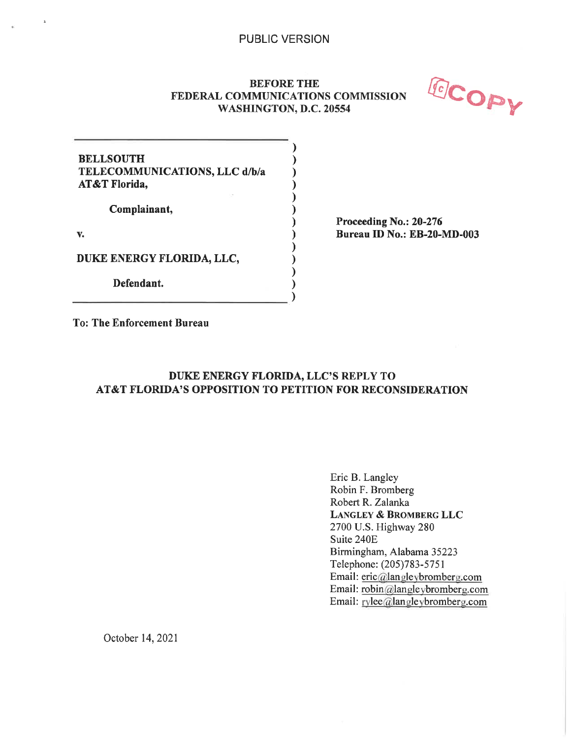PUBLIC VERSION

**BEFORE THE**
**FEDERAL COMMUNICATIONS COMMISSION**
**WASHINGTON, D.C. 20554**

COPY

| | |
|---|---|
| **BELLSOUTH TELECOMMUNICATIONS, LLC d/b/a AT&T Florida,** | |
| **Complainant,** | **Proceeding No.: 20-276** |
| **v.** | **Bureau ID No.: EB-20-MD-003** |
| **DUKE ENERGY FLORIDA, LLC,** | |
| **Defendant.** | |

**To: The Enforcement Bureau**

**DUKE ENERGY FLORIDA, LLC'S REPLY TO AT&T FLORIDA'S OPPOSITION TO PETITION FOR RECONSIDERATION**

Eric B. Langley
Robin F. Bromberg
Robert R. Zalanka
LANGLEY & BROMBERG LLC
2700 U.S. Highway 280
Suite 240E
Birmingham, Alabama 35223
Telephone: (205)783-5751
Email: eric@langleybromberg.com
Email: robin@langleybromberg.com
Email: rylee@langleybromberg.com

October 14, 2021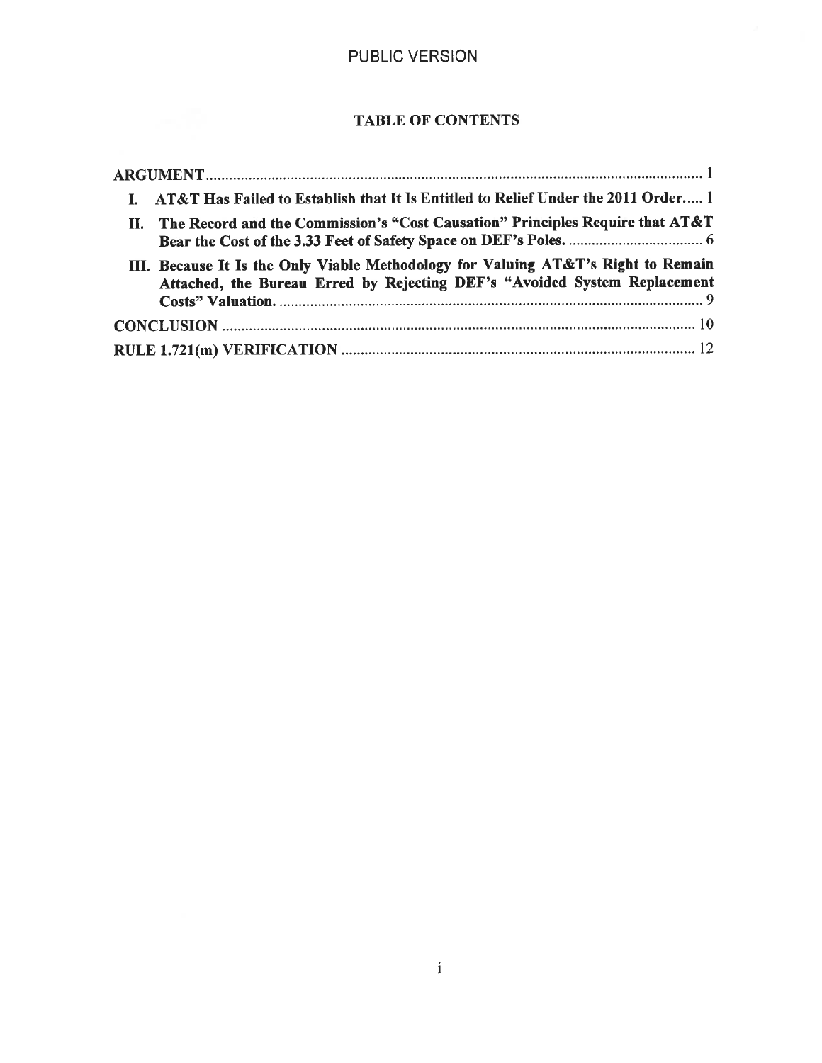PUBLIC VERSION

## TABLE OF CONTENTS

**ARGUMENT** ........................................................................................................................ 1

**I. AT&T Has Failed to Establish that It Is Entitled to Relief Under the 2011 Order** ..... 1

**II. The Record and the Commission's "Cost Causation" Principles Require that AT&T Bear the Cost of the 3.33 Feet of Safety Space on DEF's Poles.** ....................................... 6

**III. Because It Is the Only Viable Methodology for Valuing AT&T's Right to Remain Attached, the Bureau Erred by Rejecting DEF's "Avoided System Replacement Costs" Valuation.** ........................................................................................................ 9

**CONCLUSION** .................................................................................................................. 10

**RULE 1.721(m) VERIFICATION** .................................................................................... 12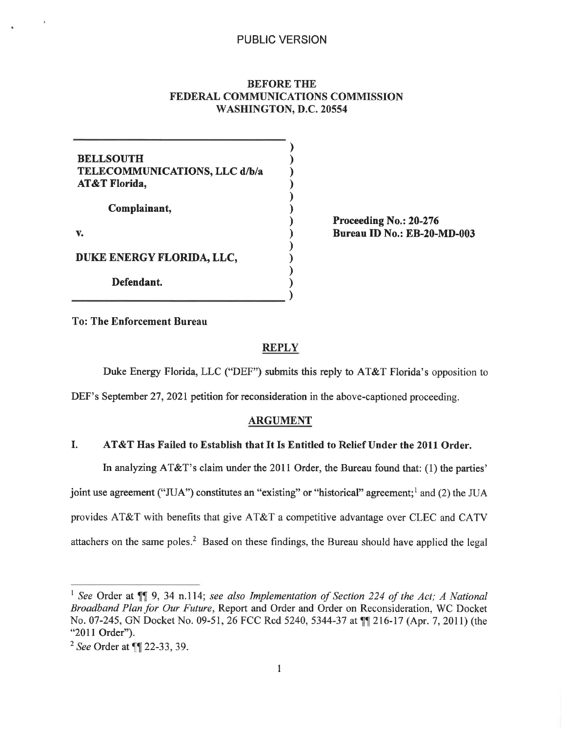PUBLIC VERSION

**BEFORE THE**
**FEDERAL COMMUNICATIONS COMMISSION**
**WASHINGTON, D.C. 20554**

| | |
|---|---|
| **BELLSOUTH TELECOMMUNICATIONS, LLC d/b/a AT&T Florida,** | |
| **Complainant,** | **Proceeding No.: 20-276** |
| **v.** | **Bureau ID No.: EB-20-MD-003** |
| **DUKE ENERGY FLORIDA, LLC,** | |
| **Defendant.** | |

**To: The Enforcement Bureau**

## REPLY

Duke Energy Florida, LLC ("DEF") submits this reply to AT&T Florida's opposition to DEF's September 27, 2021 petition for reconsideration in the above-captioned proceeding.

## ARGUMENT

### I. AT&T Has Failed to Establish that It Is Entitled to Relief Under the 2011 Order.

In analyzing AT&T's claim under the 2011 Order, the Bureau found that: (1) the parties' joint use agreement ("JUA") constitutes an "existing" or "historical" agreement;[1] and (2) the JUA provides AT&T with benefits that give AT&T a competitive advantage over CLEC and CATV attachers on the same poles.[2] Based on these findings, the Bureau should have applied the legal

---

[1] *See* Order at ¶¶ 9, 34 n.114; *see also Implementation of Section 224 of the Act; A National Broadband Plan for Our Future*, Report and Order and Order on Reconsideration, WC Docket No. 07-245, GN Docket No. 09-51, 26 FCC Rcd 5240, 5344-37 at ¶¶ 216-17 (Apr. 7, 2011) (the "2011 Order").

[2] *See* Order at ¶¶ 22-33, 39.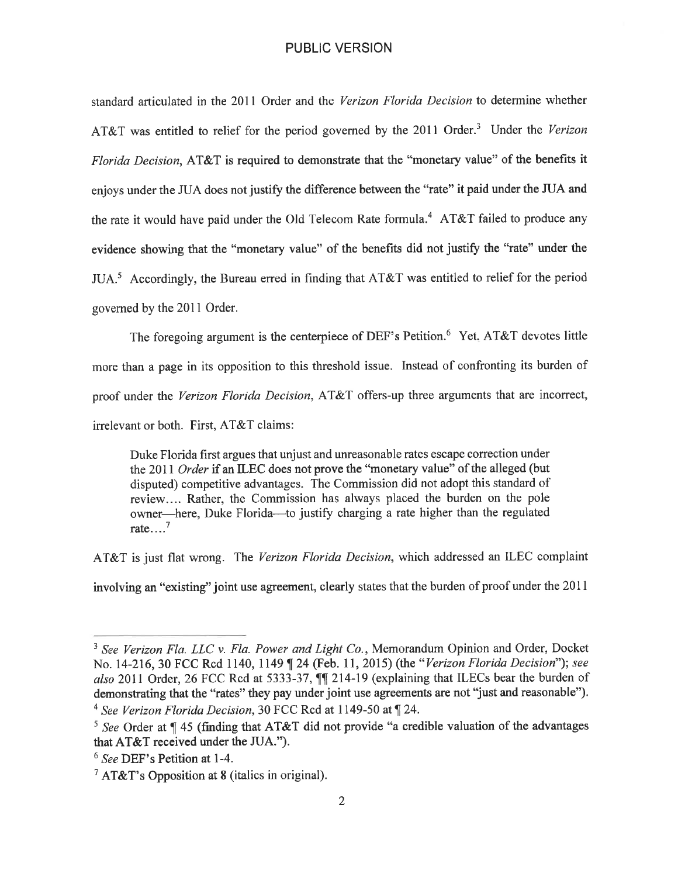standard articulated in the 2011 Order and the *Verizon Florida Decision* to determine whether AT&T was entitled to relief for the period governed by the 2011 Order.[3] Under the *Verizon Florida Decision*, AT&T is required to demonstrate that the "monetary value" of the benefits it enjoys under the JUA does not justify the difference between the "rate" it paid under the JUA and the rate it would have paid under the Old Telecom Rate formula.[4] AT&T failed to produce any evidence showing that the "monetary value" of the benefits did not justify the "rate" under the JUA.[5] Accordingly, the Bureau erred in finding that AT&T was entitled to relief for the period governed by the 2011 Order.

The foregoing argument is the centerpiece of DEF's Petition.[6] Yet, AT&T devotes little more than a page in its opposition to this threshold issue. Instead of confronting its burden of proof under the *Verizon Florida Decision*, AT&T offers-up three arguments that are incorrect, irrelevant or both. First, AT&T claims:

> Duke Florida first argues that unjust and unreasonable rates escape correction under the 2011 *Order* if an ILEC does not prove the "monetary value" of the alleged (but disputed) competitive advantages. The Commission did not adopt this standard of review.... Rather, the Commission has always placed the burden on the pole owner—here, Duke Florida—to justify charging a rate higher than the regulated rate....[7]

AT&T is just flat wrong. The *Verizon Florida Decision*, which addressed an ILEC complaint involving an "existing" joint use agreement, clearly states that the burden of proof under the 2011

---

[3] *See Verizon Fla. LLC v. Fla. Power and Light Co.*, Memorandum Opinion and Order, Docket No. 14-216, 30 FCC Rcd 1140, 1149 ¶ 24 (Feb. 11, 2015) (the "*Verizon Florida Decision*"); *see also* 2011 Order, 26 FCC Rcd at 5333-37, ¶¶ 214-19 (explaining that ILECs bear the burden of demonstrating that the "rates" they pay under joint use agreements are not "just and reasonable").

[4] *See Verizon Florida Decision*, 30 FCC Rcd at 1149-50 at ¶ 24.

[5] *See* Order at ¶ 45 (finding that AT&T did not provide "a credible valuation of the advantages that AT&T received under the JUA.").

[6] *See* DEF's Petition at 1-4.

[7] AT&T's Opposition at 8 (italics in original).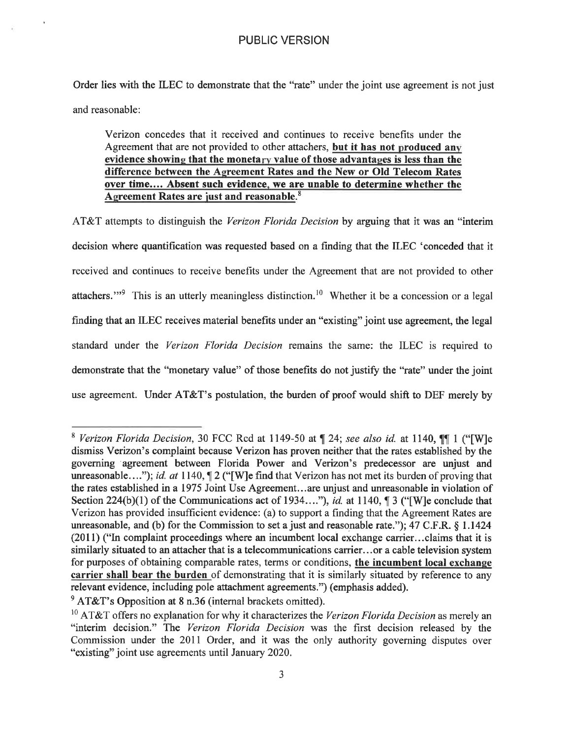Order lies with the ILEC to demonstrate that the "rate" under the joint use agreement is not just and reasonable:

> Verizon concedes that it received and continues to receive benefits under the Agreement that are not provided to other attachers, **but it has not produced any evidence showing that the monetary value of those advantages is less than the difference between the Agreement Rates and the New or Old Telecom Rates over time.... Absent such evidence, we are unable to determine whether the Agreement Rates are just and reasonable.**[8]

AT&T attempts to distinguish the *Verizon Florida Decision* by arguing that it was an "interim decision where quantification was requested based on a finding that the ILEC 'conceded that it received and continues to receive benefits under the Agreement that are not provided to other attachers.'"[9] This is an utterly meaningless distinction.[10] Whether it be a concession or a legal finding that an ILEC receives material benefits under an "existing" joint use agreement, the legal standard under the *Verizon Florida Decision* remains the same: the ILEC is required to demonstrate that the "monetary value" of those benefits do not justify the "rate" under the joint use agreement. Under AT&T's postulation, the burden of proof would shift to DEF merely by

---

[8] *Verizon Florida Decision*, 30 FCC Rcd at 1149-50 at ¶ 24; *see also id.* at 1140, ¶¶ 1 ("[W]e dismiss Verizon's complaint because Verizon has proven neither that the rates established by the governing agreement between Florida Power and Verizon's predecessor are unjust and unreasonable...."); *id. at* 1140, ¶ 2 ("[W]e find that Verizon has not met its burden of proving that the rates established in a 1975 Joint Use Agreement...are unjust and unreasonable in violation of Section 224(b)(1) of the Communications act of 1934...."), *id.* at 1140, ¶ 3 ("[W]e conclude that Verizon has provided insufficient evidence: (a) to support a finding that the Agreement Rates are unreasonable, and (b) for the Commission to set a just and reasonable rate."); 47 C.F.R. § 1.1424 (2011) ("In complaint proceedings where an incumbent local exchange carrier...claims that it is similarly situated to an attacher that is a telecommunications carrier...or a cable television system for purposes of obtaining comparable rates, terms or conditions, **the incumbent local exchange carrier shall bear the burden** of demonstrating that it is similarly situated by reference to any relevant evidence, including pole attachment agreements.") (emphasis added).

[9] AT&T's Opposition at 8 n.36 (internal brackets omitted).

[10] AT&T offers no explanation for why it characterizes the *Verizon Florida Decision* as merely an "interim decision." The *Verizon Florida Decision* was the first decision released by the Commission under the 2011 Order, and it was the only authority governing disputes over "existing" joint use agreements until January 2020.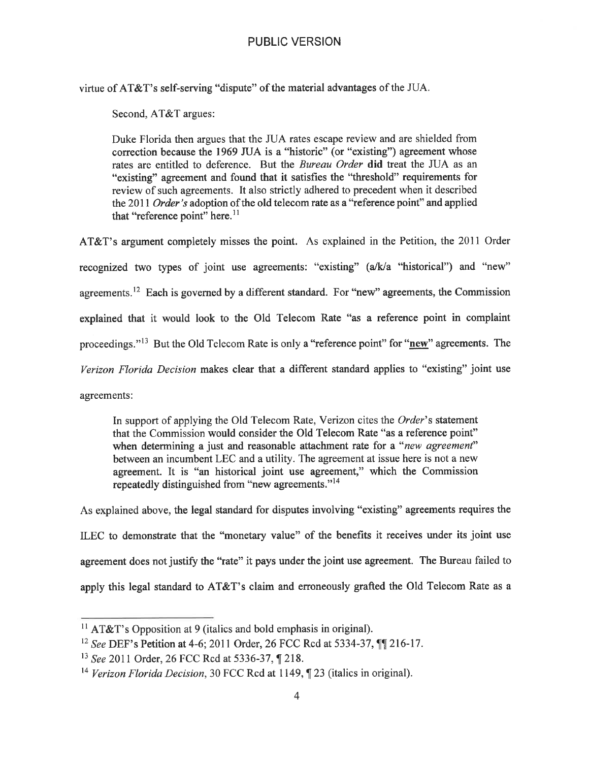virtue of AT&T's self-serving "dispute" of the material advantages of the JUA.

Second, AT&T argues:

> Duke Florida then argues that the JUA rates escape review and are shielded from correction because the 1969 JUA is a "historic" (or "existing") agreement whose rates are entitled to deference. But the *Bureau Order* **did** treat the JUA as an "existing" agreement and found that it satisfies the "threshold" requirements for review of such agreements. It also strictly adhered to precedent when it described the 2011 *Order's* adoption of the old telecom rate as a "reference point" and applied that "reference point" here.[11]

AT&T's argument completely misses the point. As explained in the Petition, the 2011 Order recognized two types of joint use agreements: "existing" (a/k/a "historical") and "new" agreements.[12] Each is governed by a different standard. For "new" agreements, the Commission explained that it would look to the Old Telecom Rate "as a reference point in complaint proceedings."[13] But the Old Telecom Rate is only a "reference point" for "**new**" agreements. The *Verizon Florida Decision* makes clear that a different standard applies to "existing" joint use agreements:

> In support of applying the Old Telecom Rate, Verizon cites the *Order*'s statement that the Commission would consider the Old Telecom Rate "as a reference point" when determining a just and reasonable attachment rate for a "*new agreement*" between an incumbent LEC and a utility. The agreement at issue here is not a new agreement. It is "an historical joint use agreement," which the Commission repeatedly distinguished from "new agreements."[14]

As explained above, the legal standard for disputes involving "existing" agreements requires the ILEC to demonstrate that the "monetary value" of the benefits it receives under its joint use agreement does not justify the "rate" it pays under the joint use agreement. The Bureau failed to apply this legal standard to AT&T's claim and erroneously grafted the Old Telecom Rate as a

---

[11] AT&T's Opposition at 9 (italics and bold emphasis in original).

[12] *See* DEF's Petition at 4-6; 2011 Order, 26 FCC Rcd at 5334-37, ¶¶ 216-17.

[13] *See* 2011 Order, 26 FCC Rcd at 5336-37, ¶ 218.

[14] *Verizon Florida Decision*, 30 FCC Rcd at 1149, ¶ 23 (italics in original).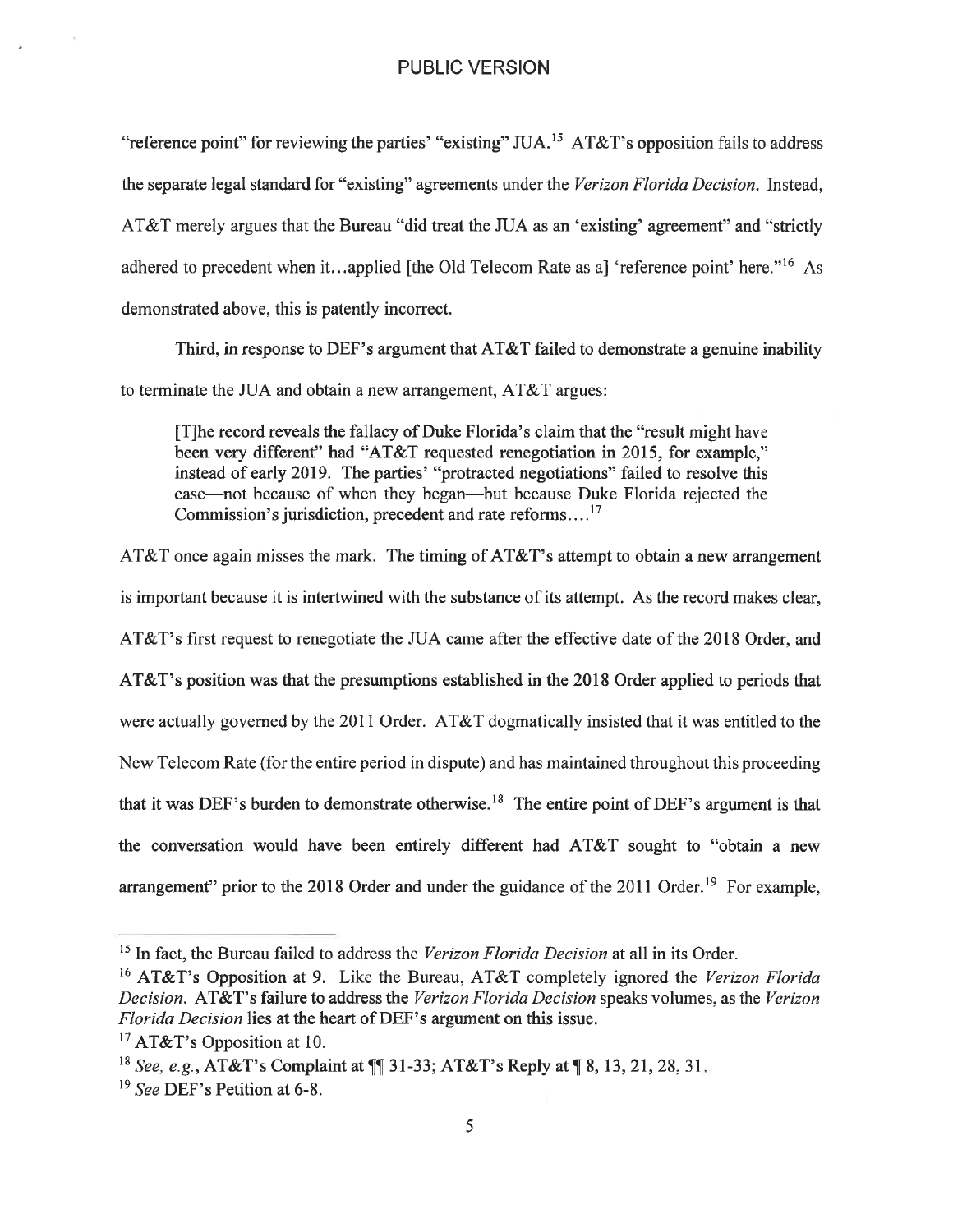PUBLIC VERSION

"reference point" for reviewing the parties' "existing" JUA.[15] AT&T's opposition fails to address the separate legal standard for "existing" agreements under the *Verizon Florida Decision*. Instead, AT&T merely argues that the Bureau "did treat the JUA as an 'existing' agreement" and "strictly adhered to precedent when it...applied [the Old Telecom Rate as a] 'reference point' here."[16] As demonstrated above, this is patently incorrect.

Third, in response to DEF's argument that AT&T failed to demonstrate a genuine inability to terminate the JUA and obtain a new arrangement, AT&T argues:

> [T]he record reveals the fallacy of Duke Florida's claim that the "result might have been very different" had "AT&T requested renegotiation in 2015, for example," instead of early 2019. The parties' "protracted negotiations" failed to resolve this case—not because of when they began—but because Duke Florida rejected the Commission's jurisdiction, precedent and rate reforms....[17]

AT&T once again misses the mark. The timing of AT&T's attempt to obtain a new arrangement is important because it is intertwined with the substance of its attempt. As the record makes clear, AT&T's first request to renegotiate the JUA came after the effective date of the 2018 Order, and AT&T's position was that the presumptions established in the 2018 Order applied to periods that were actually governed by the 2011 Order. AT&T dogmatically insisted that it was entitled to the New Telecom Rate (for the entire period in dispute) and has maintained throughout this proceeding that it was DEF's burden to demonstrate otherwise.[18] The entire point of DEF's argument is that the conversation would have been entirely different had AT&T sought to "obtain a new arrangement" prior to the 2018 Order and under the guidance of the 2011 Order.[19] For example,

---

[15] In fact, the Bureau failed to address the *Verizon Florida Decision* at all in its Order.

[16] AT&T's Opposition at 9. Like the Bureau, AT&T completely ignored the *Verizon Florida Decision*. AT&T's failure to address the *Verizon Florida Decision* speaks volumes, as the *Verizon Florida Decision* lies at the heart of DEF's argument on this issue.

[17] AT&T's Opposition at 10.

[18] *See, e.g.*, AT&T's Complaint at ¶¶ 31-33; AT&T's Reply at ¶ 8, 13, 21, 28, 31.

[19] *See* DEF's Petition at 6-8.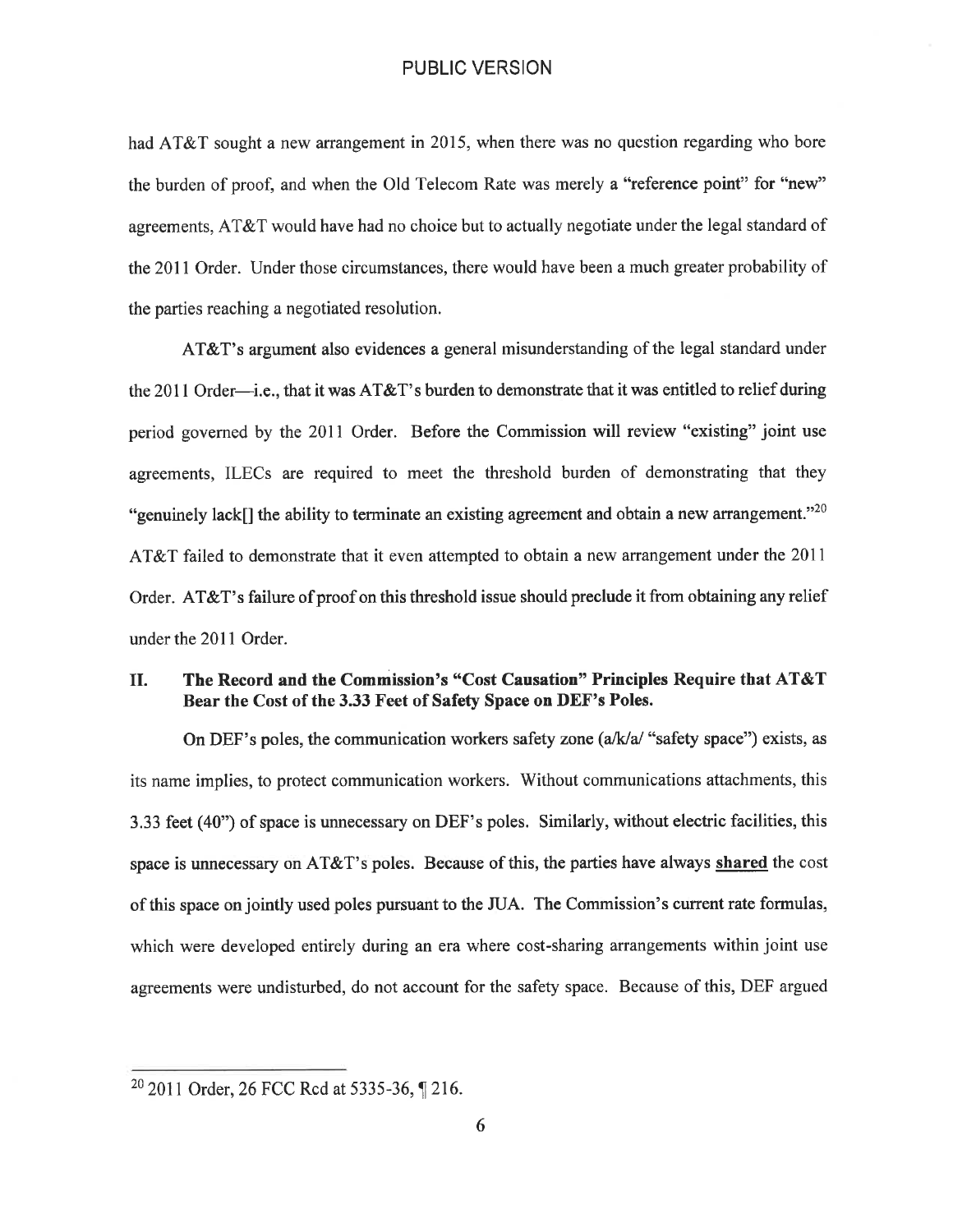had AT&T sought a new arrangement in 2015, when there was no question regarding who bore the burden of proof, and when the Old Telecom Rate was merely a "reference point" for "new" agreements, AT&T would have had no choice but to actually negotiate under the legal standard of the 2011 Order. Under those circumstances, there would have been a much greater probability of the parties reaching a negotiated resolution.

AT&T's argument also evidences a general misunderstanding of the legal standard under the 2011 Order—i.e., that it was AT&T's burden to demonstrate that it was entitled to relief during period governed by the 2011 Order. Before the Commission will review "existing" joint use agreements, ILECs are required to meet the threshold burden of demonstrating that they "genuinely lack[] the ability to terminate an existing agreement and obtain a new arrangement."[20] AT&T failed to demonstrate that it even attempted to obtain a new arrangement under the 2011 Order. AT&T's failure of proof on this threshold issue should preclude it from obtaining any relief under the 2011 Order.

## II. The Record and the Commission's "Cost Causation" Principles Require that AT&T Bear the Cost of the 3.33 Feet of Safety Space on DEF's Poles.

On DEF's poles, the communication workers safety zone (a/k/a/ "safety space") exists, as its name implies, to protect communication workers. Without communications attachments, this 3.33 feet (40") of space is unnecessary on DEF's poles. Similarly, without electric facilities, this space is unnecessary on AT&T's poles. Because of this, the parties have always **shared** the cost of this space on jointly used poles pursuant to the JUA. The Commission's current rate formulas, which were developed entirely during an era where cost-sharing arrangements within joint use agreements were undisturbed, do not account for the safety space. Because of this, DEF argued

---

[20] 2011 Order, 26 FCC Rcd at 5335-36, ¶ 216.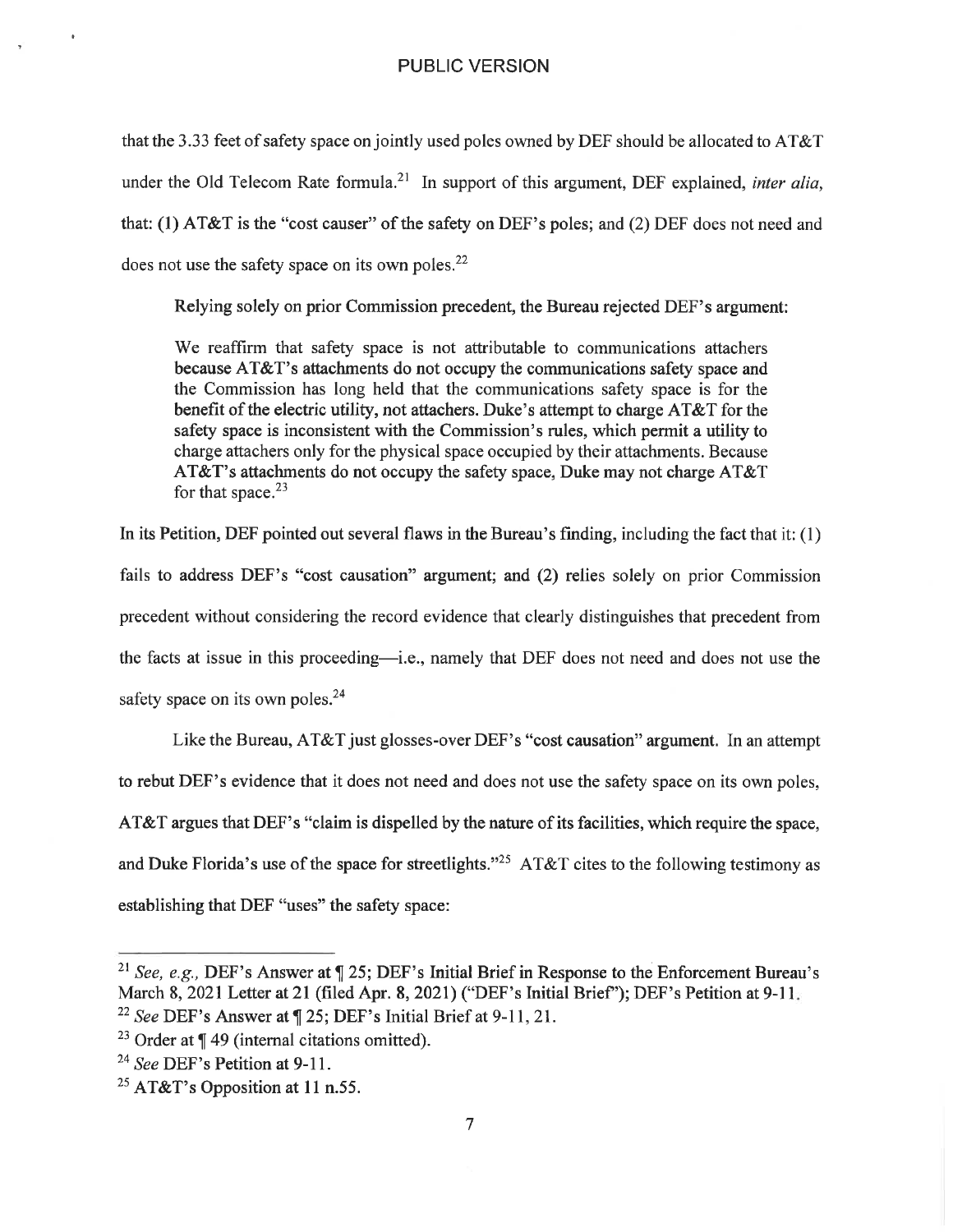PUBLIC VERSION

that the 3.33 feet of safety space on jointly used poles owned by DEF should be allocated to AT&T under the Old Telecom Rate formula.[21] In support of this argument, DEF explained, *inter alia*, that: (1) AT&T is the "cost causer" of the safety on DEF's poles; and (2) DEF does not need and does not use the safety space on its own poles.[22]

Relying solely on prior Commission precedent, the Bureau rejected DEF's argument:

> We reaffirm that safety space is not attributable to communications attachers because AT&T's attachments do not occupy the communications safety space and the Commission has long held that the communications safety space is for the benefit of the electric utility, not attachers. Duke's attempt to charge AT&T for the safety space is inconsistent with the Commission's rules, which permit a utility to charge attachers only for the physical space occupied by their attachments. Because AT&T's attachments do not occupy the safety space, Duke may not charge AT&T for that space.[23]

In its Petition, DEF pointed out several flaws in the Bureau's finding, including the fact that it: (1) fails to address DEF's "cost causation" argument; and (2) relies solely on prior Commission precedent without considering the record evidence that clearly distinguishes that precedent from the facts at issue in this proceeding—i.e., namely that DEF does not need and does not use the safety space on its own poles.[24]

Like the Bureau, AT&T just glosses-over DEF's "cost causation" argument. In an attempt to rebut DEF's evidence that it does not need and does not use the safety space on its own poles, AT&T argues that DEF's "claim is dispelled by the nature of its facilities, which require the space, and Duke Florida's use of the space for streetlights."[25] AT&T cites to the following testimony as establishing that DEF "uses" the safety space:

---

[21] *See, e.g.,* DEF's Answer at ¶ 25; DEF's Initial Brief in Response to the Enforcement Bureau's March 8, 2021 Letter at 21 (filed Apr. 8, 2021) ("DEF's Initial Brief"); DEF's Petition at 9-11.

[22] *See* DEF's Answer at ¶ 25; DEF's Initial Brief at 9-11, 21.

[23] Order at ¶ 49 (internal citations omitted).

[24] *See* DEF's Petition at 9-11.

[25] AT&T's Opposition at 11 n.55.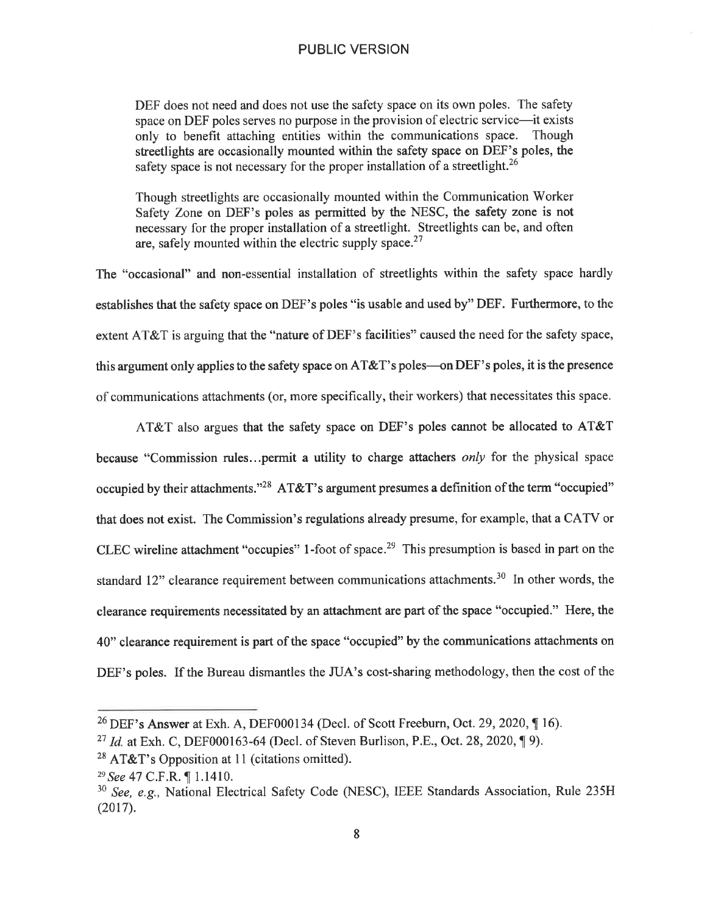PUBLIC VERSION

> DEF does not need and does not use the safety space on its own poles. The safety space on DEF poles serves no purpose in the provision of electric service—it exists only to benefit attaching entities within the communications space. Though streetlights are occasionally mounted within the safety space on DEF's poles, the safety space is not necessary for the proper installation of a streetlight.[26]
>
> Though streetlights are occasionally mounted within the Communication Worker Safety Zone on DEF's poles as permitted by the NESC, the safety zone is not necessary for the proper installation of a streetlight. Streetlights can be, and often are, safely mounted within the electric supply space.[27]

The "occasional" and non-essential installation of streetlights within the safety space hardly establishes that the safety space on DEF's poles "is usable and used by" DEF. Furthermore, to the extent AT&T is arguing that the "nature of DEF's facilities" caused the need for the safety space, this argument only applies to the safety space on AT&T's poles—on DEF's poles, it is the presence of communications attachments (or, more specifically, their workers) that necessitates this space.

AT&T also argues that the safety space on DEF's poles cannot be allocated to AT&T because "Commission rules…permit a utility to charge attachers *only* for the physical space occupied by their attachments."[28] AT&T's argument presumes a definition of the term "occupied" that does not exist. The Commission's regulations already presume, for example, that a CATV or CLEC wireline attachment "occupies" 1-foot of space.[29] This presumption is based in part on the standard 12" clearance requirement between communications attachments.[30] In other words, the clearance requirements necessitated by an attachment are part of the space "occupied." Here, the 40" clearance requirement is part of the space "occupied" by the communications attachments on DEF's poles. If the Bureau dismantles the JUA's cost-sharing methodology, then the cost of the

---

[26] DEF's Answer at Exh. A, DEF000134 (Decl. of Scott Freeburn, Oct. 29, 2020, ¶ 16).

[27] *Id.* at Exh. C, DEF000163-64 (Decl. of Steven Burlison, P.E., Oct. 28, 2020, ¶ 9).

[28] AT&T's Opposition at 11 (citations omitted).

[29] *See* 47 C.F.R. ¶ 1.1410.

[30] *See, e.g.,* National Electrical Safety Code (NESC), IEEE Standards Association, Rule 235H (2017).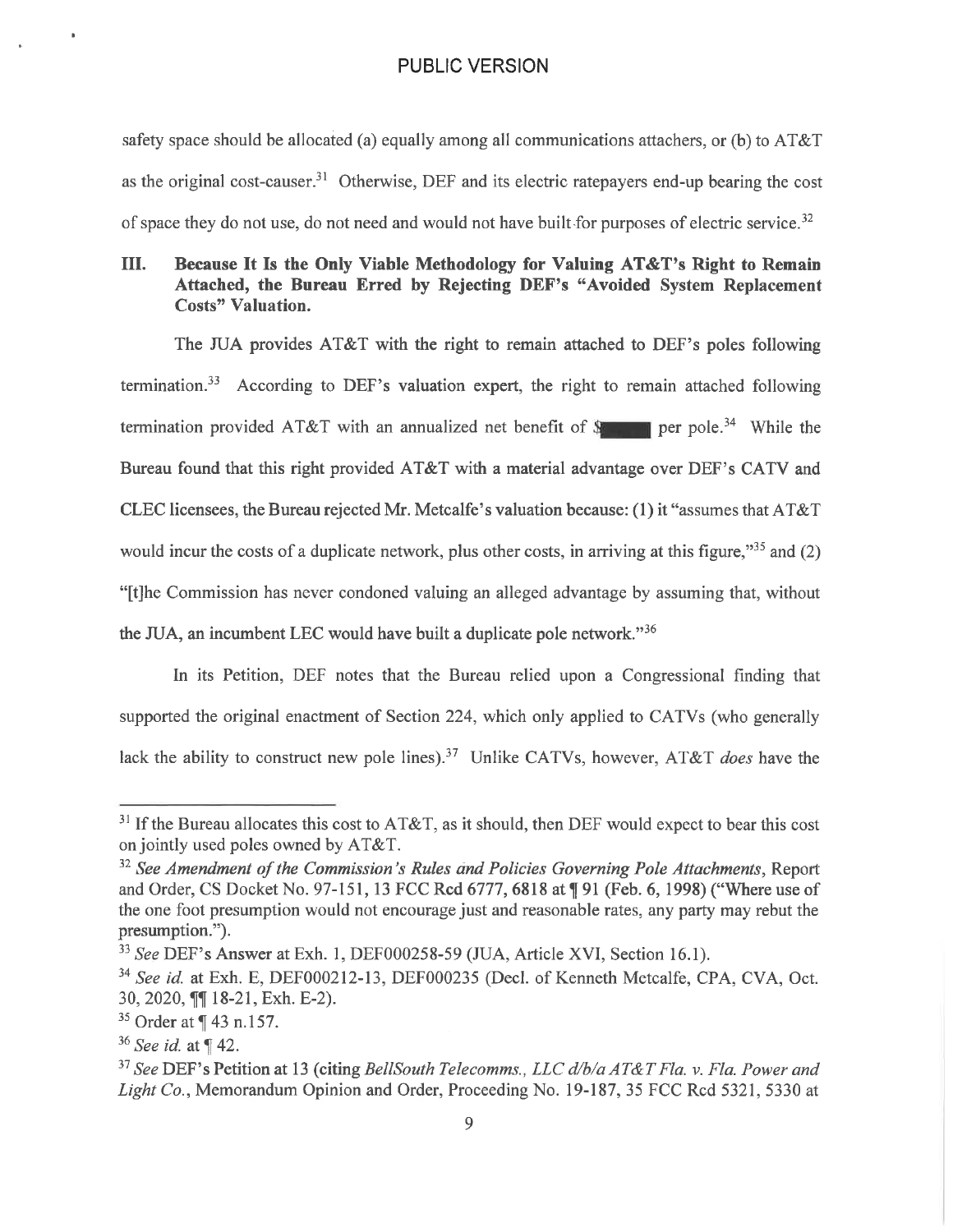safety space should be allocated (a) equally among all communications attachers, or (b) to AT&T as the original cost-causer.[31] Otherwise, DEF and its electric ratepayers end-up bearing the cost of space they do not use, do not need and would not have built for purposes of electric service.[32]

## III. Because It Is the Only Viable Methodology for Valuing AT&T's Right to Remain Attached, the Bureau Erred by Rejecting DEF's "Avoided System Replacement Costs" Valuation.

The JUA provides AT&T with the right to remain attached to DEF's poles following termination.[33] According to DEF's valuation expert, the right to remain attached following termination provided AT&T with an annualized net benefit of $[REDACTED] per pole.[34] While the Bureau found that this right provided AT&T with a material advantage over DEF's CATV and CLEC licensees, the Bureau rejected Mr. Metcalfe's valuation because: (1) it "assumes that AT&T would incur the costs of a duplicate network, plus other costs, in arriving at this figure,"[35] and (2) "[t]he Commission has never condoned valuing an alleged advantage by assuming that, without the JUA, an incumbent LEC would have built a duplicate pole network."[36]

In its Petition, DEF notes that the Bureau relied upon a Congressional finding that supported the original enactment of Section 224, which only applied to CATVs (who generally lack the ability to construct new pole lines).[37] Unlike CATVs, however, AT&T *does* have the

---

[31] If the Bureau allocates this cost to AT&T, as it should, then DEF would expect to bear this cost on jointly used poles owned by AT&T.

[32] *See Amendment of the Commission's Rules and Policies Governing Pole Attachments*, Report and Order, CS Docket No. 97-151, 13 FCC Rcd 6777, 6818 at ¶ 91 (Feb. 6, 1998) ("Where use of the one foot presumption would not encourage just and reasonable rates, any party may rebut the presumption.").

[33] *See* DEF's Answer at Exh. 1, DEF000258-59 (JUA, Article XVI, Section 16.1).

[34] *See id.* at Exh. E, DEF000212-13, DEF000235 (Decl. of Kenneth Metcalfe, CPA, CVA, Oct. 30, 2020, ¶¶ 18-21, Exh. E-2).

[35] Order at ¶ 43 n.157.

[36] *See id.* at ¶ 42.

[37] *See* DEF's Petition at 13 (citing *BellSouth Telecomms., LLC d/b/a AT&T Fla. v. Fla. Power and Light Co.*, Memorandum Opinion and Order, Proceeding No. 19-187, 35 FCC Rcd 5321, 5330 at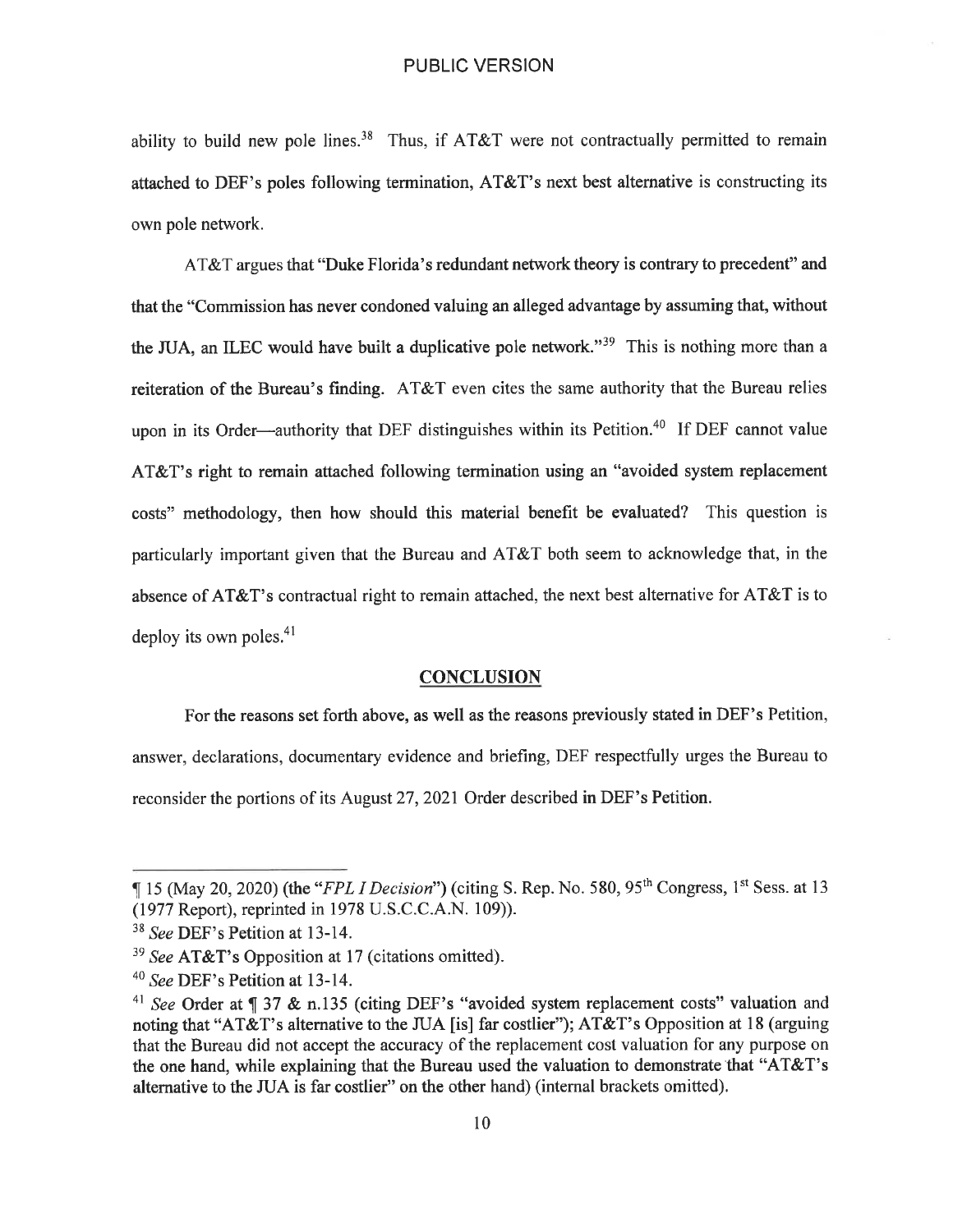ability to build new pole lines.[38] Thus, if AT&T were not contractually permitted to remain attached to DEF's poles following termination, AT&T's next best alternative is constructing its own pole network.

AT&T argues that "Duke Florida's redundant network theory is contrary to precedent" and that the "Commission has never condoned valuing an alleged advantage by assuming that, without the JUA, an ILEC would have built a duplicative pole network."[39] This is nothing more than a reiteration of the Bureau's finding. AT&T even cites the same authority that the Bureau relies upon in its Order—authority that DEF distinguishes within its Petition.[40] If DEF cannot value AT&T's right to remain attached following termination using an "avoided system replacement costs" methodology, then how should this material benefit be evaluated? This question is particularly important given that the Bureau and AT&T both seem to acknowledge that, in the absence of AT&T's contractual right to remain attached, the next best alternative for AT&T is to deploy its own poles.[41]

## CONCLUSION

For the reasons set forth above, as well as the reasons previously stated in DEF's Petition, answer, declarations, documentary evidence and briefing, DEF respectfully urges the Bureau to reconsider the portions of its August 27, 2021 Order described in DEF's Petition.

---

¶ 15 (May 20, 2020) (the "*FPL I Decision*") (citing S. Rep. No. 580, 95th Congress, 1st Sess. at 13 (1977 Report), reprinted in 1978 U.S.C.C.A.N. 109)).

[38] *See* DEF's Petition at 13-14.

[39] *See* AT&T's Opposition at 17 (citations omitted).

[40] *See* DEF's Petition at 13-14.

[41] *See* Order at ¶ 37 & n.135 (citing DEF's "avoided system replacement costs" valuation and noting that "AT&T's alternative to the JUA [is] far costlier"); AT&T's Opposition at 18 (arguing that the Bureau did not accept the accuracy of the replacement cost valuation for any purpose on the one hand, while explaining that the Bureau used the valuation to demonstrate that "AT&T's alternative to the JUA is far costlier" on the other hand) (internal brackets omitted).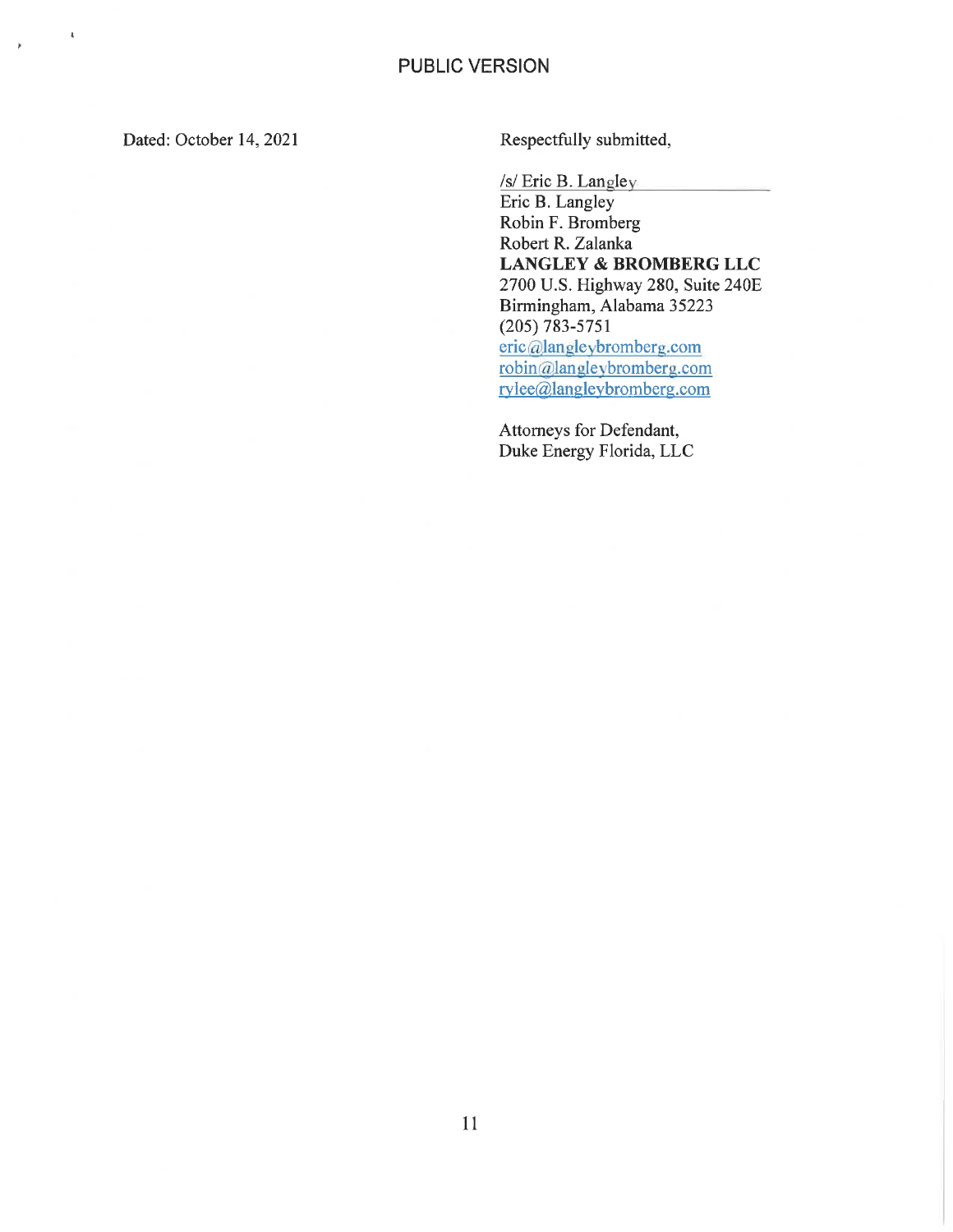PUBLIC VERSION

Dated: October 14, 2021

Respectfully submitted,

/s/ Eric B. Langley
Eric B. Langley
Robin F. Bromberg
Robert R. Zalanka
**LANGLEY & BROMBERG LLC**
2700 U.S. Highway 280, Suite 240E
Birmingham, Alabama 35223
(205) 783-5751
eric@langleybromberg.com
robin@langleybromberg.com
rylee@langleybromberg.com

Attorneys for Defendant,
Duke Energy Florida, LLC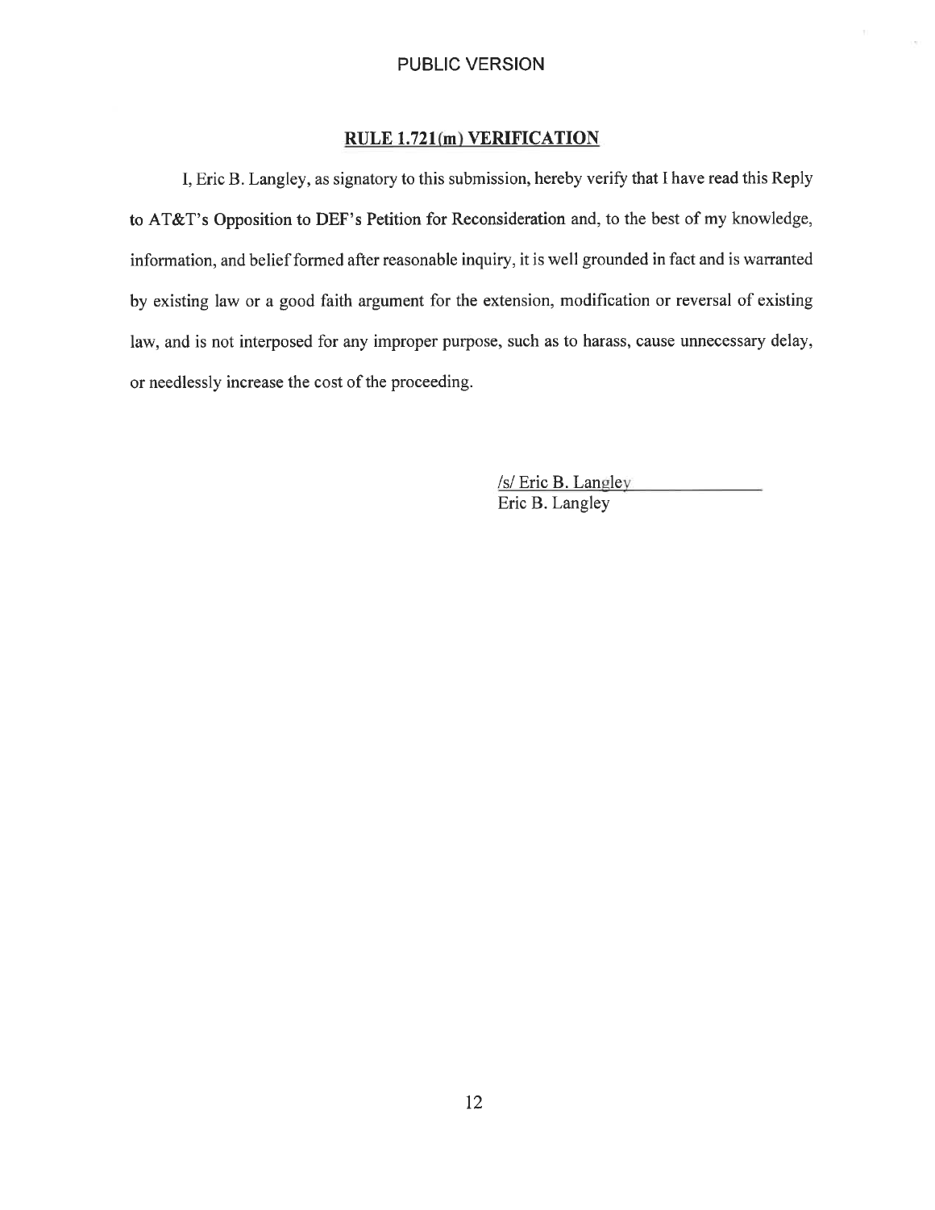PUBLIC VERSION

## RULE 1.721(m) VERIFICATION

I, Eric B. Langley, as signatory to this submission, hereby verify that I have read this Reply to AT&T's Opposition to DEF's Petition for Reconsideration and, to the best of my knowledge, information, and belief formed after reasonable inquiry, it is well grounded in fact and is warranted by existing law or a good faith argument for the extension, modification or reversal of existing law, and is not interposed for any improper purpose, such as to harass, cause unnecessary delay, or needlessly increase the cost of the proceeding.

/s/ Eric B. Langley
Eric B. Langley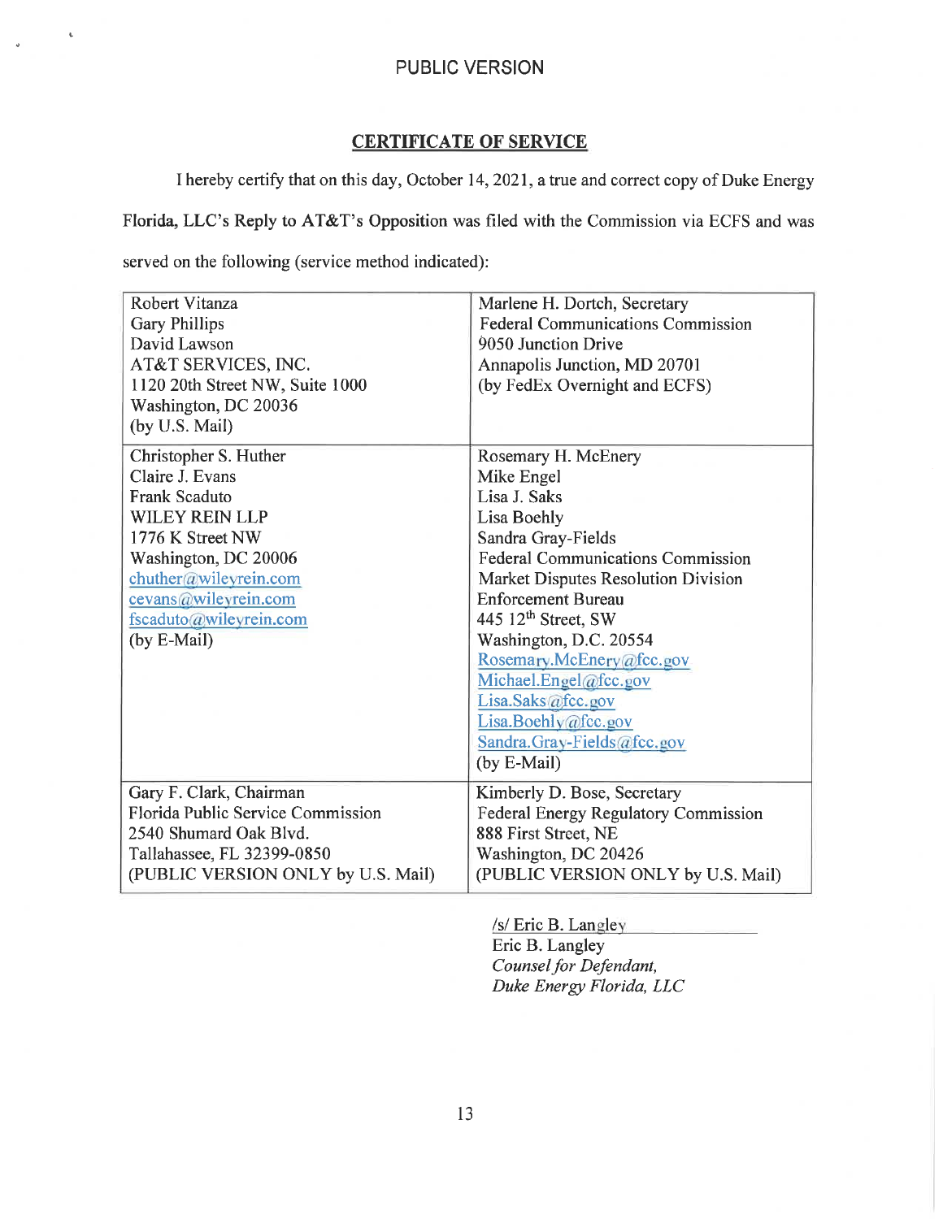PUBLIC VERSION

## CERTIFICATE OF SERVICE

I hereby certify that on this day, October 14, 2021, a true and correct copy of Duke Energy Florida, LLC's Reply to AT&T's Opposition was filed with the Commission via ECFS and was served on the following (service method indicated):

| | |
|---|---|
| Robert Vitanza<br>Gary Phillips<br>David Lawson<br>AT&T SERVICES, INC.<br>1120 20th Street NW, Suite 1000<br>Washington, DC 20036<br>(by U.S. Mail) | Marlene H. Dortch, Secretary<br>Federal Communications Commission<br>9050 Junction Drive<br>Annapolis Junction, MD 20701<br>(by FedEx Overnight and ECFS) |
| Christopher S. Huther<br>Claire J. Evans<br>Frank Scaduto<br>WILEY REIN LLP<br>1776 K Street NW<br>Washington, DC 20006<br>chuther@wileyrein.com<br>cevans@wileyrein.com<br>fscaduto@wileyrein.com<br>(by E-Mail) | Rosemary H. McEnery<br>Mike Engel<br>Lisa J. Saks<br>Lisa Boehly<br>Sandra Gray-Fields<br>Federal Communications Commission<br>Market Disputes Resolution Division<br>Enforcement Bureau<br>445 12th Street, SW<br>Washington, D.C. 20554<br>Rosemary.McEnery@fcc.gov<br>Michael.Engel@fcc.gov<br>Lisa.Saks@fcc.gov<br>Lisa.Boehly@fcc.gov<br>Sandra.Gray-Fields@fcc.gov<br>(by E-Mail) |
| Gary F. Clark, Chairman<br>Florida Public Service Commission<br>2540 Shumard Oak Blvd.<br>Tallahassee, FL 32399-0850<br>(PUBLIC VERSION ONLY by U.S. Mail) | Kimberly D. Bose, Secretary<br>Federal Energy Regulatory Commission<br>888 First Street, NE<br>Washington, DC 20426<br>(PUBLIC VERSION ONLY by U.S. Mail) |

/s/ Eric B. Langley
Eric B. Langley
*Counsel for Defendant,*
*Duke Energy Florida, LLC*